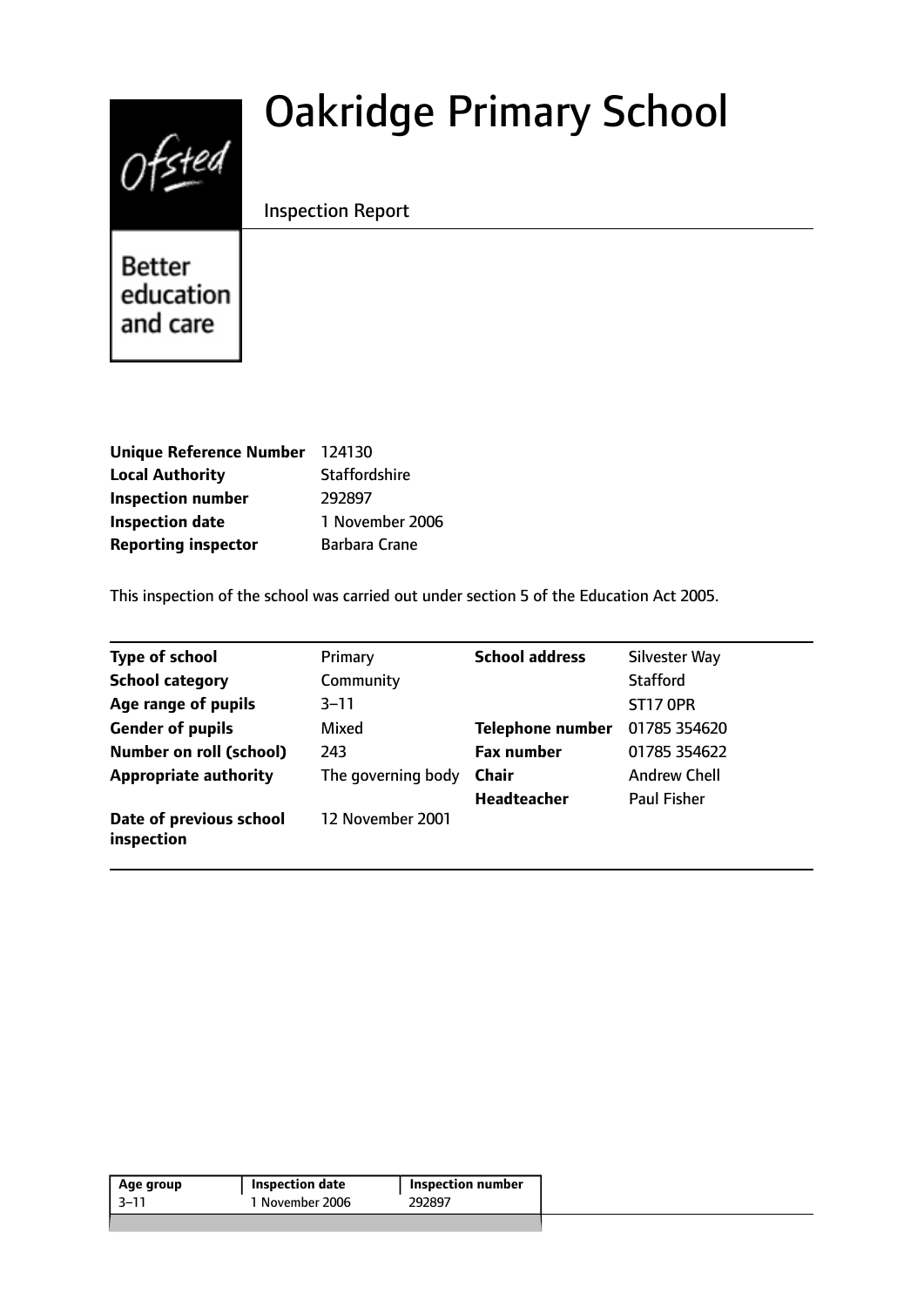# Oakridge Primary School

Inspection Report

Better education and care

| | |
|---|---|
| **Unique Reference Number** | 124130 |
| **Local Authority** | Staffordshire |
| **Inspection number** | 292897 |
| **Inspection date** | 1 November 2006 |
| **Reporting inspector** | Barbara Crane |

This inspection of the school was carried out under section 5 of the Education Act 2005.

| | | | |
|---|---|---|---|
| **Type of school** | Primary | **School address** | Silvester Way |
| **School category** | Community | | Stafford |
| **Age range of pupils** | 3–11 | | ST17 0PR |
| **Gender of pupils** | Mixed | **Telephone number** | 01785 354620 |
| **Number on roll (school)** | 243 | **Fax number** | 01785 354622 |
| **Appropriate authority** | The governing body | **Chair** | Andrew Chell |
| | | **Headteacher** | Paul Fisher |
| **Date of previous school inspection** | 12 November 2001 | | |

| Age group | Inspection date | Inspection number |
|---|---|---|
| 3–11 | 1 November 2006 | 292897 |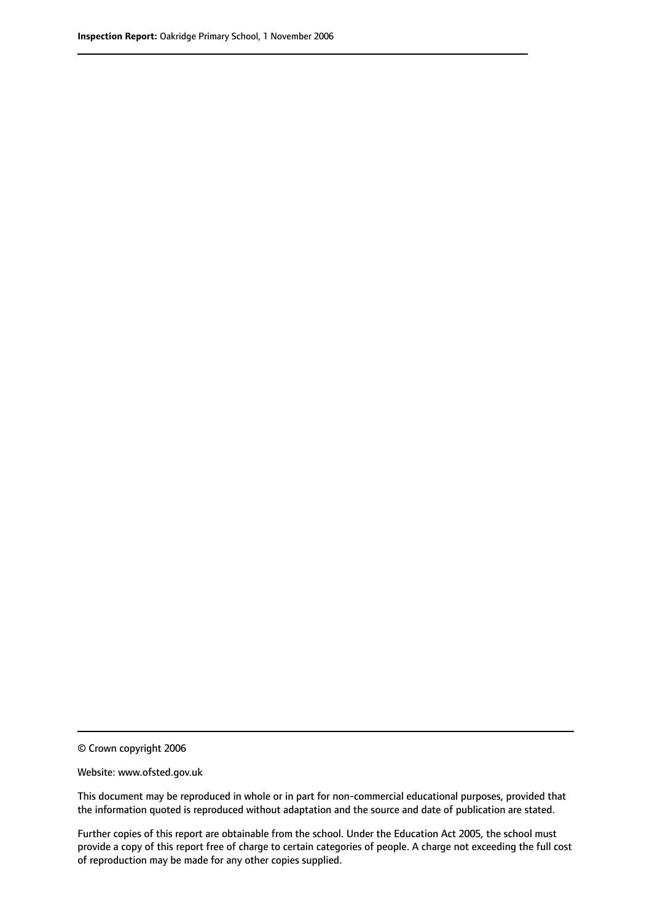© Crown copyright 2006

Website: www.ofsted.gov.uk

This document may be reproduced in whole or in part for non-commercial educational purposes, provided that the information quoted is reproduced without adaptation and the source and date of publication are stated.

Further copies of this report are obtainable from the school. Under the Education Act 2005, the school must provide a copy of this report free of charge to certain categories of people. A charge not exceeding the full cost of reproduction may be made for any other copies supplied.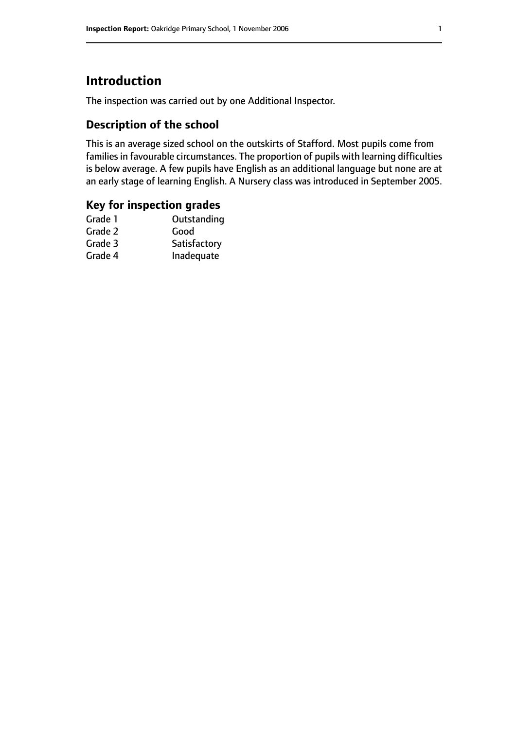# Introduction

The inspection was carried out by one Additional Inspector.

## Description of the school

This is an average sized school on the outskirts of Stafford. Most pupils come from families in favourable circumstances. The proportion of pupils with learning difficulties is below average. A few pupils have English as an additional language but none are at an early stage of learning English. A Nursery class was introduced in September 2005.

## Key for inspection grades

| | |
|---|---|
| Grade 1 | Outstanding |
| Grade 2 | Good |
| Grade 3 | Satisfactory |
| Grade 4 | Inadequate |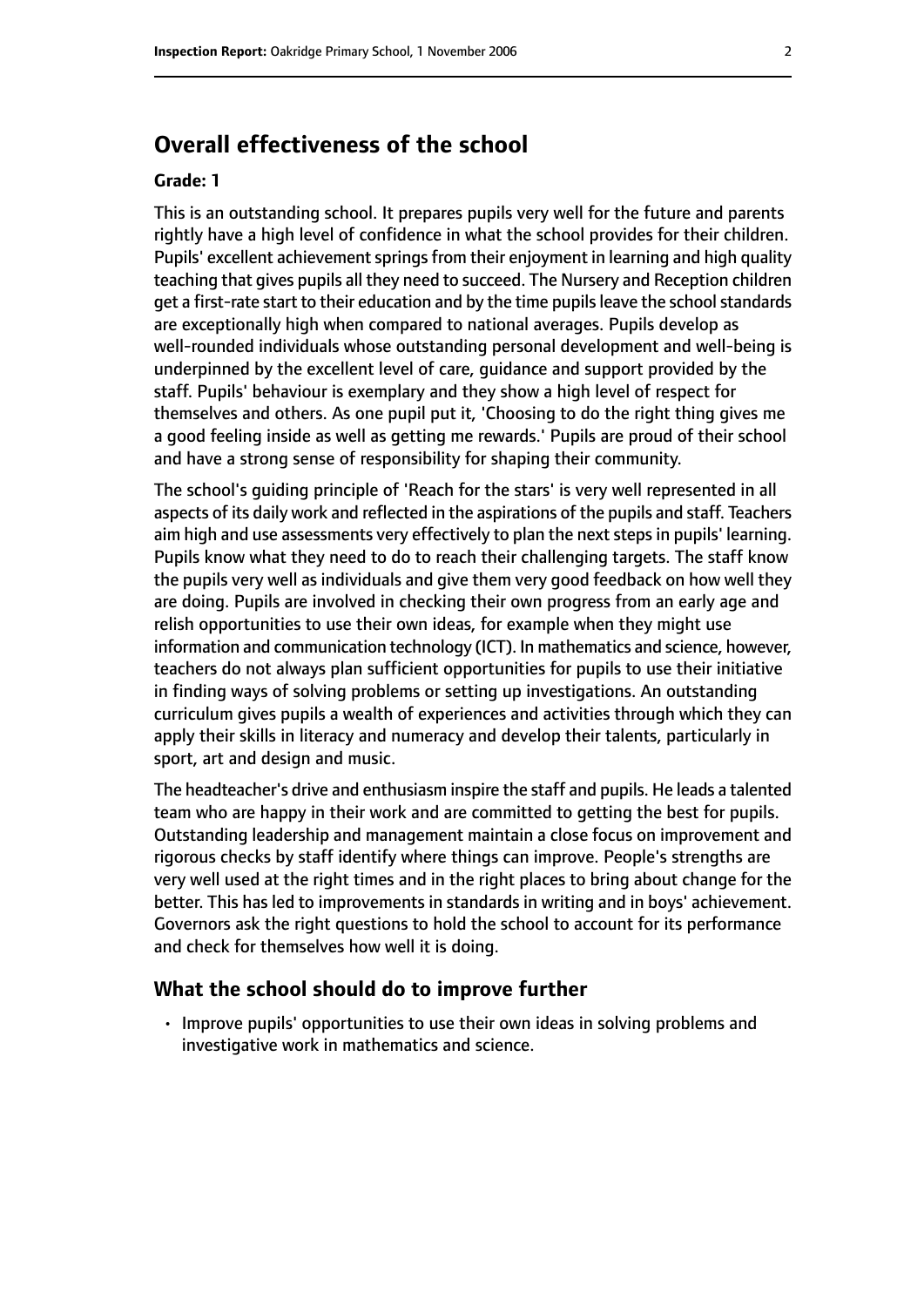## Overall effectiveness of the school

**Grade: 1**

This is an outstanding school. It prepares pupils very well for the future and parents rightly have a high level of confidence in what the school provides for their children. Pupils' excellent achievement springs from their enjoyment in learning and high quality teaching that gives pupils all they need to succeed. The Nursery and Reception children get a first-rate start to their education and by the time pupils leave the school standards are exceptionally high when compared to national averages. Pupils develop as well-rounded individuals whose outstanding personal development and well-being is underpinned by the excellent level of care, guidance and support provided by the staff. Pupils' behaviour is exemplary and they show a high level of respect for themselves and others. As one pupil put it, 'Choosing to do the right thing gives me a good feeling inside as well as getting me rewards.' Pupils are proud of their school and have a strong sense of responsibility for shaping their community.

The school's guiding principle of 'Reach for the stars' is very well represented in all aspects of its daily work and reflected in the aspirations of the pupils and staff. Teachers aim high and use assessments very effectively to plan the next steps in pupils' learning. Pupils know what they need to do to reach their challenging targets. The staff know the pupils very well as individuals and give them very good feedback on how well they are doing. Pupils are involved in checking their own progress from an early age and relish opportunities to use their own ideas, for example when they might use information and communication technology (ICT). In mathematics and science, however, teachers do not always plan sufficient opportunities for pupils to use their initiative in finding ways of solving problems or setting up investigations. An outstanding curriculum gives pupils a wealth of experiences and activities through which they can apply their skills in literacy and numeracy and develop their talents, particularly in sport, art and design and music.

The headteacher's drive and enthusiasm inspire the staff and pupils. He leads a talented team who are happy in their work and are committed to getting the best for pupils. Outstanding leadership and management maintain a close focus on improvement and rigorous checks by staff identify where things can improve. People's strengths are very well used at the right times and in the right places to bring about change for the better. This has led to improvements in standards in writing and in boys' achievement. Governors ask the right questions to hold the school to account for its performance and check for themselves how well it is doing.

### What the school should do to improve further

- Improve pupils' opportunities to use their own ideas in solving problems and investigative work in mathematics and science.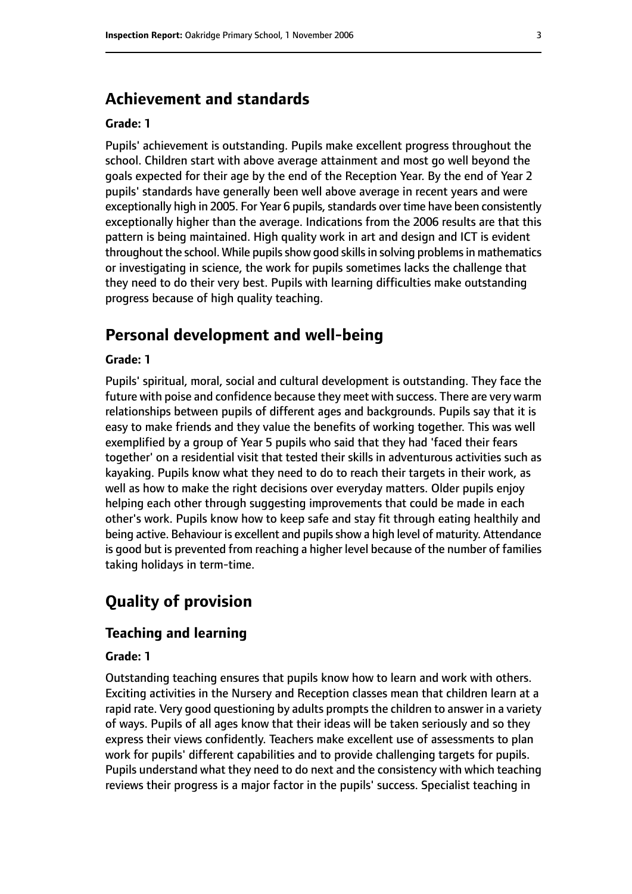## Achievement and standards

### Grade: 1

Pupils' achievement is outstanding. Pupils make excellent progress throughout the school. Children start with above average attainment and most go well beyond the goals expected for their age by the end of the Reception Year. By the end of Year 2 pupils' standards have generally been well above average in recent years and were exceptionally high in 2005. For Year 6 pupils, standards over time have been consistently exceptionally higher than the average. Indications from the 2006 results are that this pattern is being maintained. High quality work in art and design and ICT is evident throughout the school. While pupils show good skills in solving problems in mathematics or investigating in science, the work for pupils sometimes lacks the challenge that they need to do their very best. Pupils with learning difficulties make outstanding progress because of high quality teaching.

## Personal development and well-being

### Grade: 1

Pupils' spiritual, moral, social and cultural development is outstanding. They face the future with poise and confidence because they meet with success. There are very warm relationships between pupils of different ages and backgrounds. Pupils say that it is easy to make friends and they value the benefits of working together. This was well exemplified by a group of Year 5 pupils who said that they had 'faced their fears together' on a residential visit that tested their skills in adventurous activities such as kayaking. Pupils know what they need to do to reach their targets in their work, as well as how to make the right decisions over everyday matters. Older pupils enjoy helping each other through suggesting improvements that could be made in each other's work. Pupils know how to keep safe and stay fit through eating healthily and being active. Behaviour is excellent and pupils show a high level of maturity. Attendance is good but is prevented from reaching a higher level because of the number of families taking holidays in term-time.

## Quality of provision

### Teaching and learning

#### Grade: 1

Outstanding teaching ensures that pupils know how to learn and work with others. Exciting activities in the Nursery and Reception classes mean that children learn at a rapid rate. Very good questioning by adults prompts the children to answer in a variety of ways. Pupils of all ages know that their ideas will be taken seriously and so they express their views confidently. Teachers make excellent use of assessments to plan work for pupils' different capabilities and to provide challenging targets for pupils. Pupils understand what they need to do next and the consistency with which teaching reviews their progress is a major factor in the pupils' success. Specialist teaching in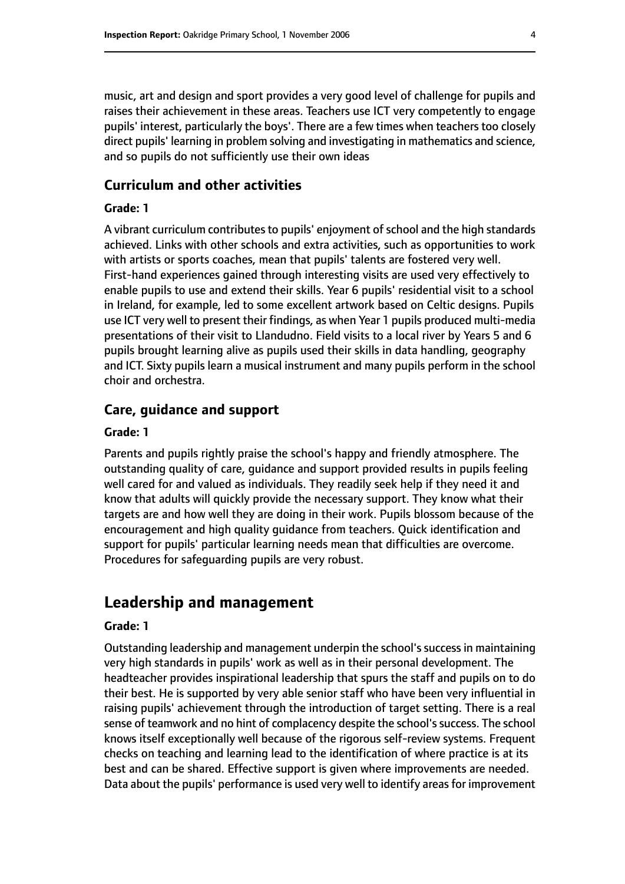music, art and design and sport provides a very good level of challenge for pupils and raises their achievement in these areas. Teachers use ICT very competently to engage pupils' interest, particularly the boys'. There are a few times when teachers too closely direct pupils' learning in problem solving and investigating in mathematics and science, and so pupils do not sufficiently use their own ideas

### Curriculum and other activities

#### Grade: 1

A vibrant curriculum contributes to pupils' enjoyment of school and the high standards achieved. Links with other schools and extra activities, such as opportunities to work with artists or sports coaches, mean that pupils' talents are fostered very well. First-hand experiences gained through interesting visits are used very effectively to enable pupils to use and extend their skills. Year 6 pupils' residential visit to a school in Ireland, for example, led to some excellent artwork based on Celtic designs. Pupils use ICT very well to present their findings, as when Year 1 pupils produced multi-media presentations of their visit to Llandudno. Field visits to a local river by Years 5 and 6 pupils brought learning alive as pupils used their skills in data handling, geography and ICT. Sixty pupils learn a musical instrument and many pupils perform in the school choir and orchestra.

### Care, guidance and support

#### Grade: 1

Parents and pupils rightly praise the school's happy and friendly atmosphere. The outstanding quality of care, guidance and support provided results in pupils feeling well cared for and valued as individuals. They readily seek help if they need it and know that adults will quickly provide the necessary support. They know what their targets are and how well they are doing in their work. Pupils blossom because of the encouragement and high quality guidance from teachers. Quick identification and support for pupils' particular learning needs mean that difficulties are overcome. Procedures for safeguarding pupils are very robust.

## Leadership and management

#### Grade: 1

Outstanding leadership and management underpin the school's success in maintaining very high standards in pupils' work as well as in their personal development. The headteacher provides inspirational leadership that spurs the staff and pupils on to do their best. He is supported by very able senior staff who have been very influential in raising pupils' achievement through the introduction of target setting. There is a real sense of teamwork and no hint of complacency despite the school's success. The school knows itself exceptionally well because of the rigorous self-review systems. Frequent checks on teaching and learning lead to the identification of where practice is at its best and can be shared. Effective support is given where improvements are needed. Data about the pupils' performance is used very well to identify areas for improvement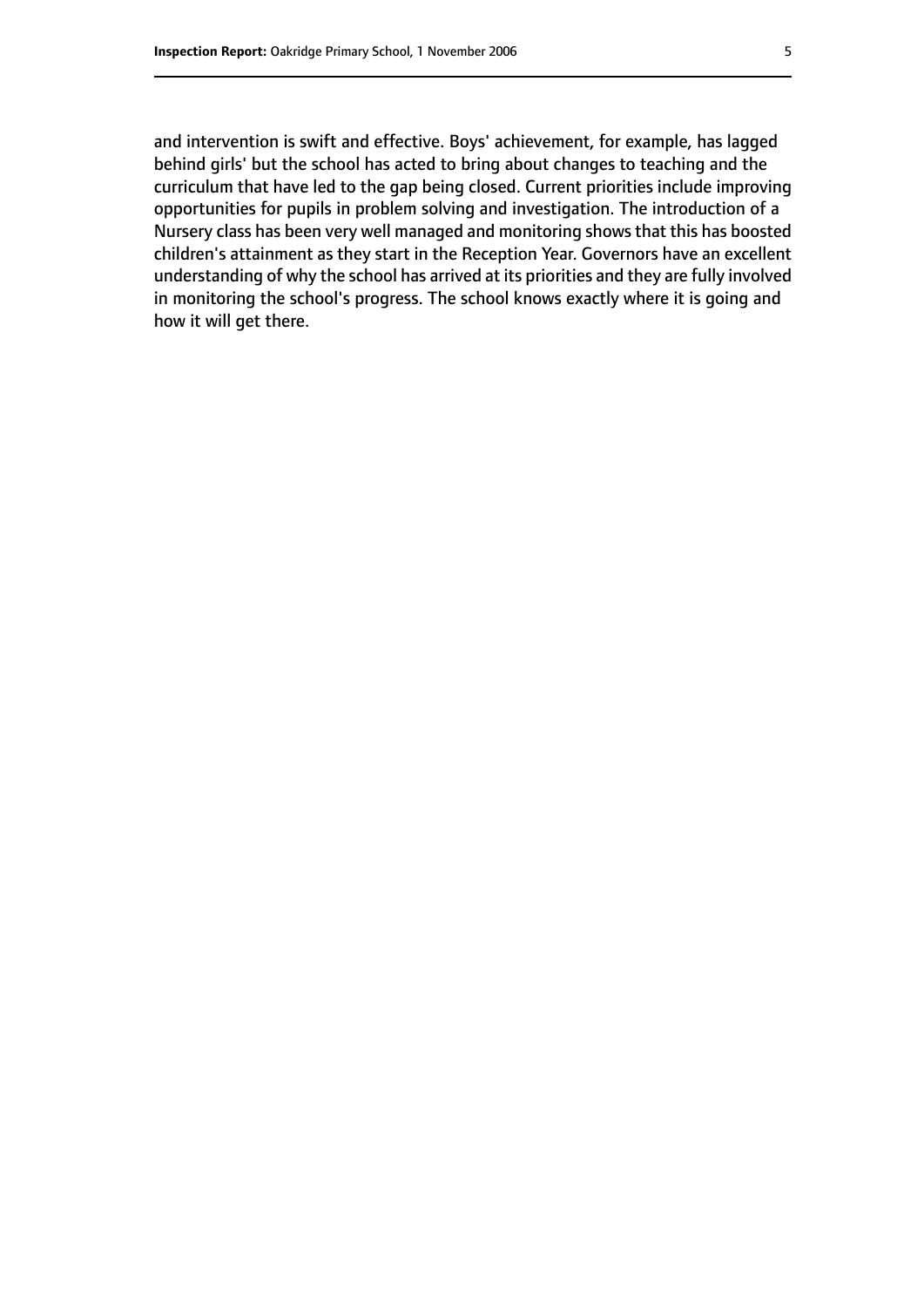and intervention is swift and effective. Boys' achievement, for example, has lagged behind girls' but the school has acted to bring about changes to teaching and the curriculum that have led to the gap being closed. Current priorities include improving opportunities for pupils in problem solving and investigation. The introduction of a Nursery class has been very well managed and monitoring shows that this has boosted children's attainment as they start in the Reception Year. Governors have an excellent understanding of why the school has arrived at its priorities and they are fully involved in monitoring the school's progress. The school knows exactly where it is going and how it will get there.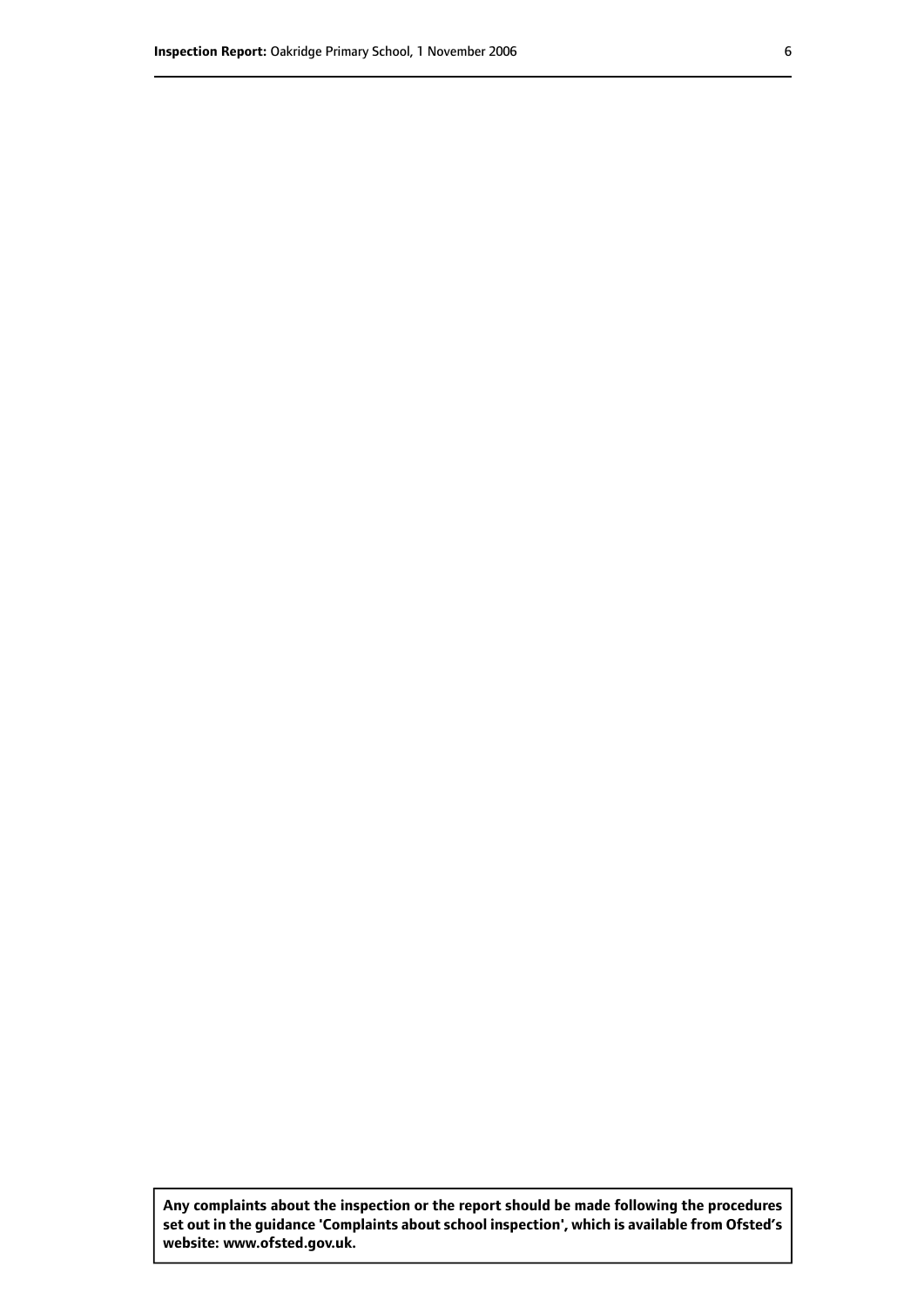**Any complaints about the inspection or the report should be made following the procedures set out in the guidance 'Complaints about school inspection', which is available from Ofsted's website: www.ofsted.gov.uk.**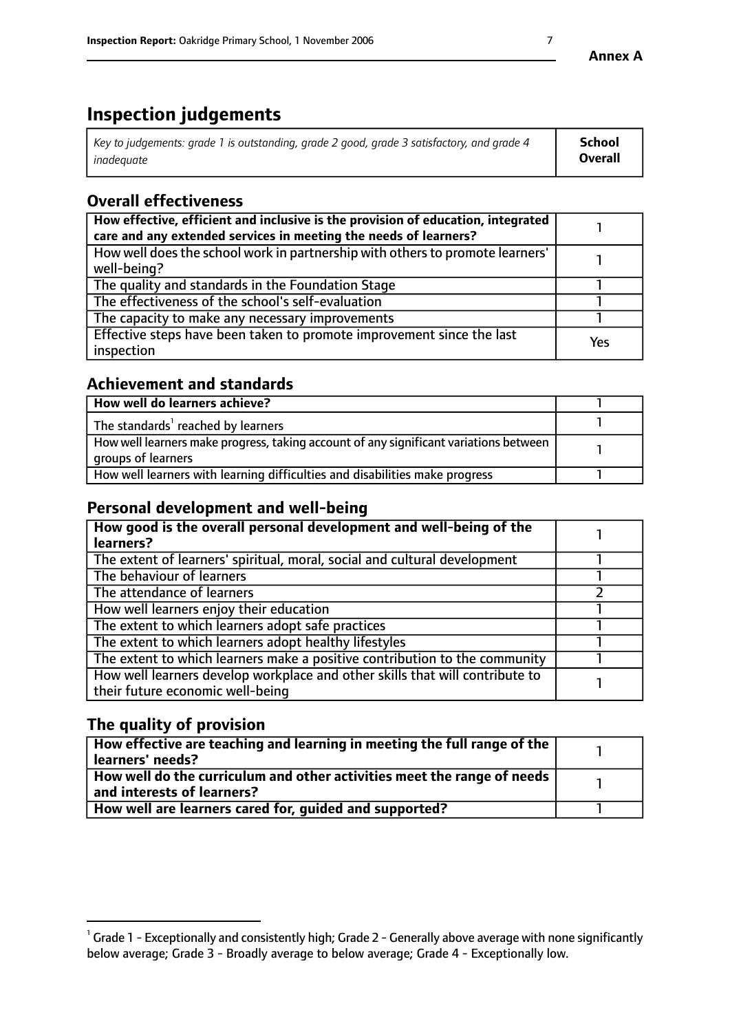Annex A

# Inspection judgements

| *Key to judgements: grade 1 is outstanding, grade 2 good, grade 3 satisfactory, and grade 4 inadequate* | **School Overall** |
|---|---|

## Overall effectiveness

| | |
|---|---|
| **How effective, efficient and inclusive is the provision of education, integrated care and any extended services in meeting the needs of learners?** | 1 |
| How well does the school work in partnership with others to promote learners' well-being? | 1 |
| The quality and standards in the Foundation Stage | 1 |
| The effectiveness of the school's self-evaluation | 1 |
| The capacity to make any necessary improvements | 1 |
| Effective steps have been taken to promote improvement since the last inspection | Yes |

## Achievement and standards

| | |
|---|---|
| **How well do learners achieve?** | 1 |
| The standards[1] reached by learners | 1 |
| How well learners make progress, taking account of any significant variations between groups of learners | 1 |
| How well learners with learning difficulties and disabilities make progress | 1 |

## Personal development and well-being

| | |
|---|---|
| **How good is the overall personal development and well-being of the learners?** | 1 |
| The extent of learners' spiritual, moral, social and cultural development | 1 |
| The behaviour of learners | 1 |
| The attendance of learners | 2 |
| How well learners enjoy their education | 1 |
| The extent to which learners adopt safe practices | 1 |
| The extent to which learners adopt healthy lifestyles | 1 |
| The extent to which learners make a positive contribution to the community | 1 |
| How well learners develop workplace and other skills that will contribute to their future economic well-being | 1 |

## The quality of provision

| | |
|---|---|
| **How effective are teaching and learning in meeting the full range of the learners' needs?** | 1 |
| **How well do the curriculum and other activities meet the range of needs and interests of learners?** | 1 |
| **How well are learners cared for, guided and supported?** | 1 |

[1] Grade 1 - Exceptionally and consistently high; Grade 2 - Generally above average with none significantly below average; Grade 3 - Broadly average to below average; Grade 4 - Exceptionally low.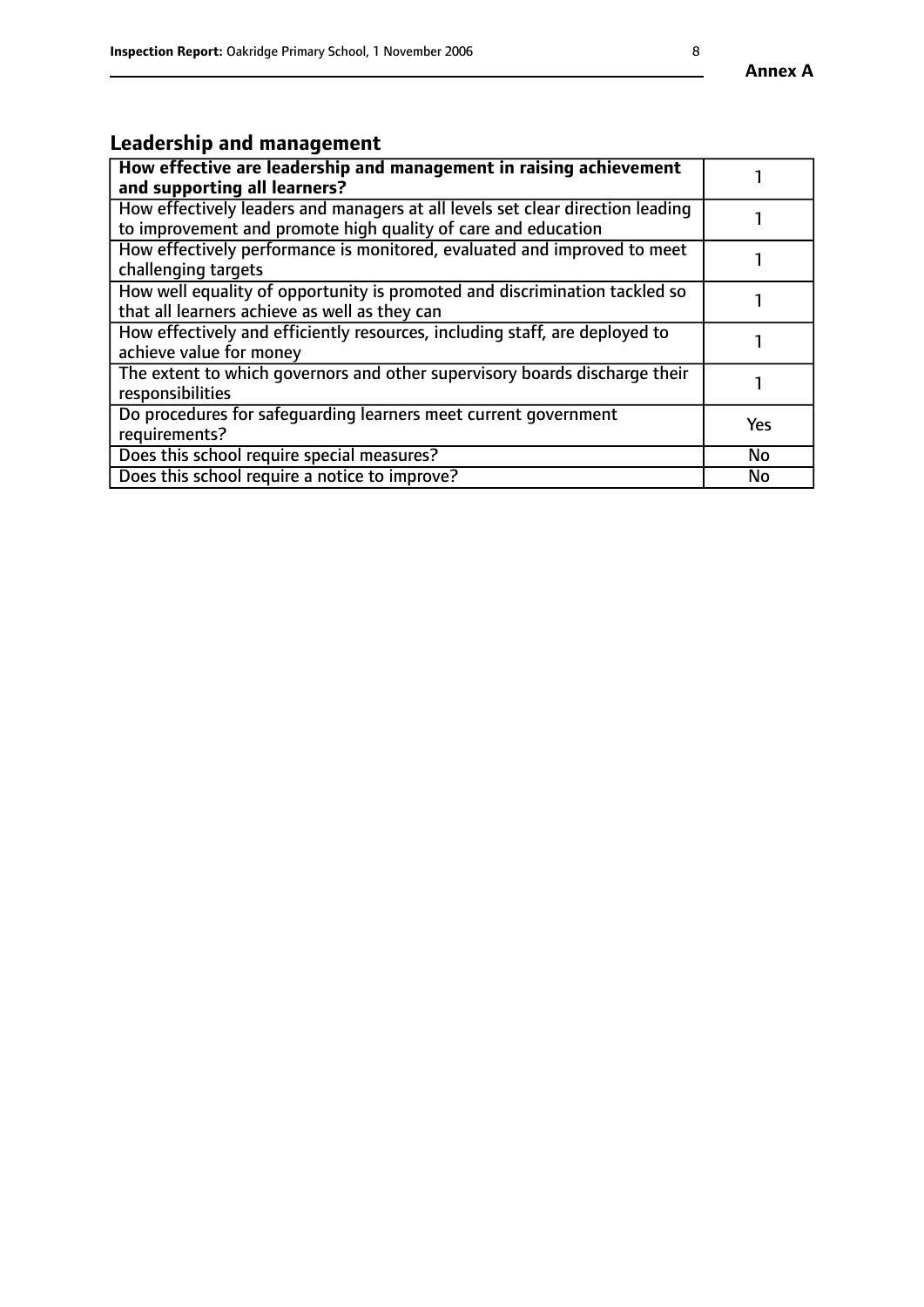**Annex A**

## Leadership and management

| **How effective are leadership and management in raising achievement and supporting all learners?** | 1 |
|---|---|
| How effectively leaders and managers at all levels set clear direction leading to improvement and promote high quality of care and education | 1 |
| How effectively performance is monitored, evaluated and improved to meet challenging targets | 1 |
| How well equality of opportunity is promoted and discrimination tackled so that all learners achieve as well as they can | 1 |
| How effectively and efficiently resources, including staff, are deployed to achieve value for money | 1 |
| The extent to which governors and other supervisory boards discharge their responsibilities | 1 |
| Do procedures for safeguarding learners meet current government requirements? | Yes |
| Does this school require special measures? | No |
| Does this school require a notice to improve? | No |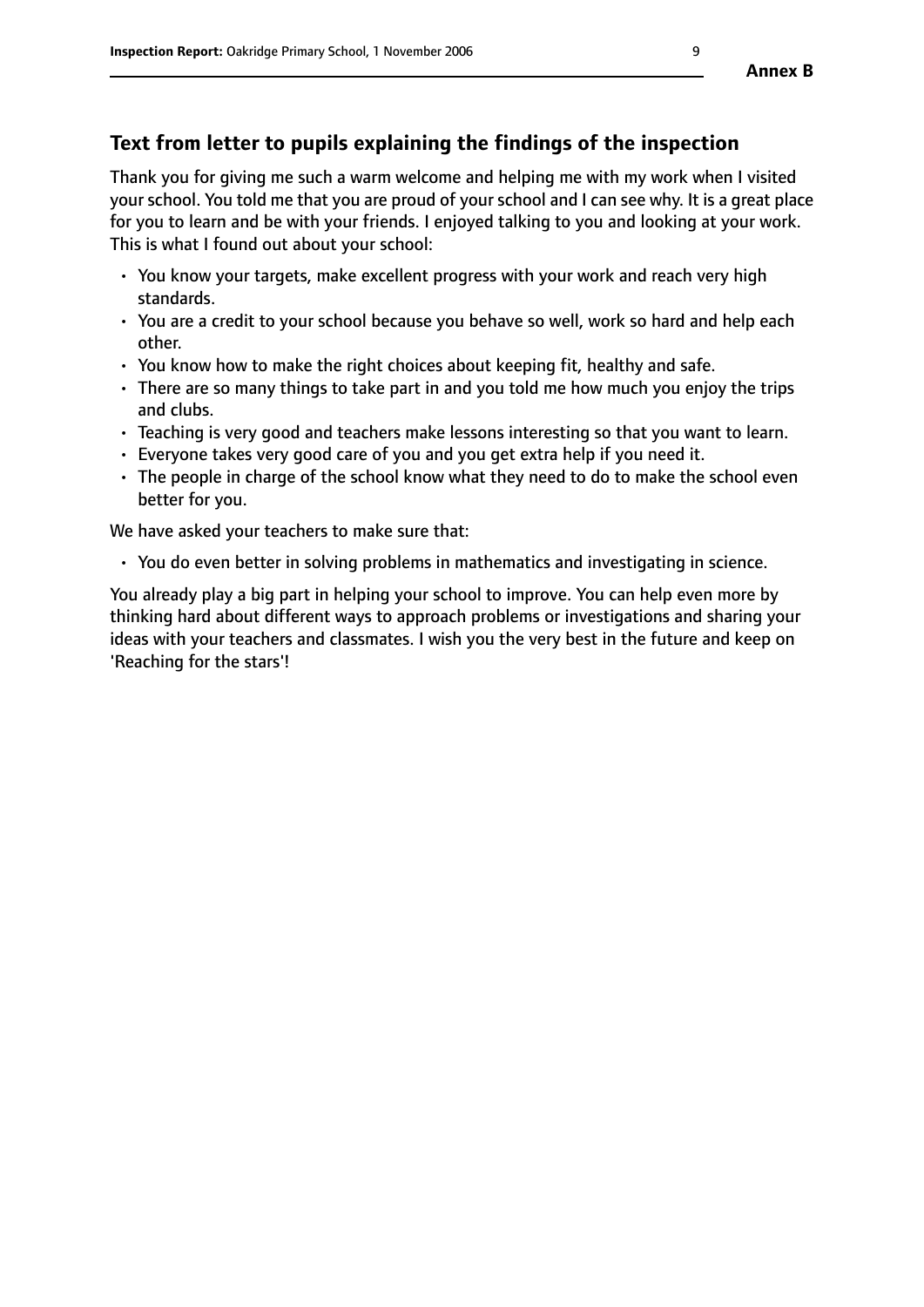## Text from letter to pupils explaining the findings of the inspection

Thank you for giving me such a warm welcome and helping me with my work when I visited your school. You told me that you are proud of your school and I can see why. It is a great place for you to learn and be with your friends. I enjoyed talking to you and looking at your work. This is what I found out about your school:

- You know your targets, make excellent progress with your work and reach very high standards.
- You are a credit to your school because you behave so well, work so hard and help each other.
- You know how to make the right choices about keeping fit, healthy and safe.
- There are so many things to take part in and you told me how much you enjoy the trips and clubs.
- Teaching is very good and teachers make lessons interesting so that you want to learn.
- Everyone takes very good care of you and you get extra help if you need it.
- The people in charge of the school know what they need to do to make the school even better for you.

We have asked your teachers to make sure that:

- You do even better in solving problems in mathematics and investigating in science.

You already play a big part in helping your school to improve. You can help even more by thinking hard about different ways to approach problems or investigations and sharing your ideas with your teachers and classmates. I wish you the very best in the future and keep on 'Reaching for the stars'!